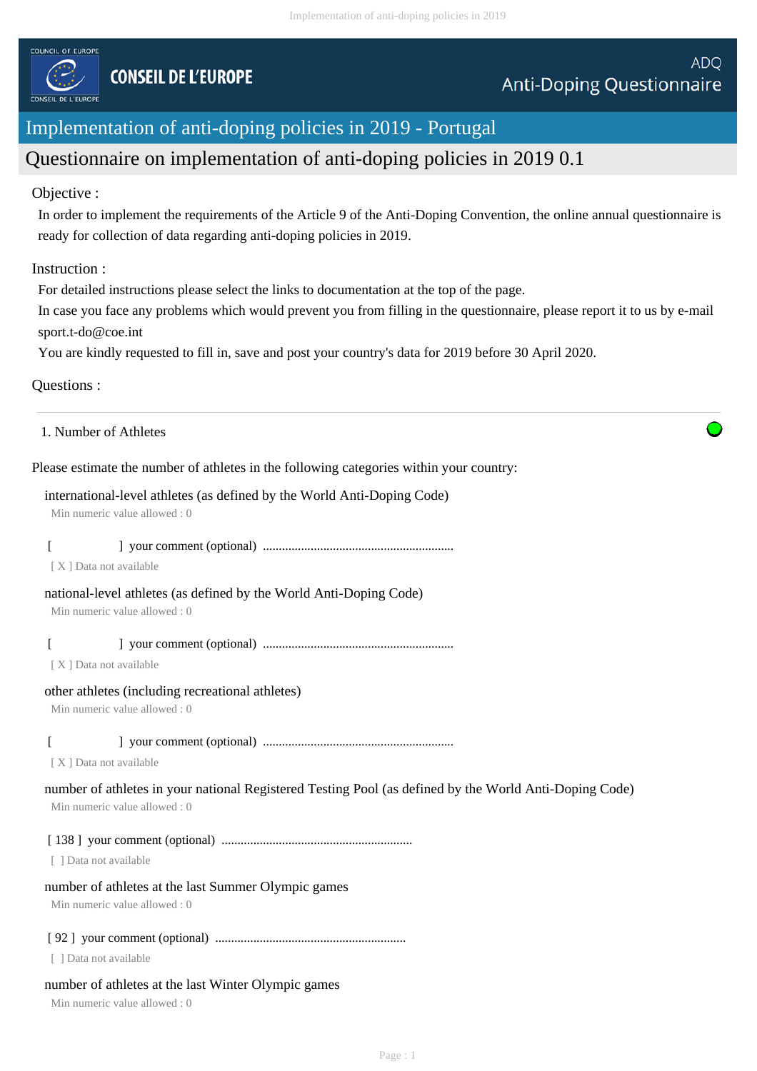COUNCIL OF EUROPE

CONSEIL DE L'EUROPE

ADQ
Anti-Doping Questionnaire

# Implementation of anti-doping policies in 2019 - Portugal

## Questionnaire on implementation of anti-doping policies in 2019 0.1

Objective :

In order to implement the requirements of the Article 9 of the Anti-Doping Convention, the online annual questionnaire is ready for collection of data regarding anti-doping policies in 2019.

Instruction :

For detailed instructions please select the links to documentation at the top of the page.
In case you face any problems which would prevent you from filling in the questionnaire, please report it to us by e-mail sport.t-do@coe.int
You are kindly requested to fill in, save and post your country's data for 2019 before 30 April 2020.

Questions :

---

1. Number of Athletes

Please estimate the number of athletes in the following categories within your country:

international-level athletes (as defined by the World Anti-Doping Code)
Min numeric value allowed : 0

[ ] your comment (optional) ..........................................................
[ X ] Data not available

national-level athletes (as defined by the World Anti-Doping Code)
Min numeric value allowed : 0

[ ] your comment (optional) ..........................................................
[ X ] Data not available

other athletes (including recreational athletes)
Min numeric value allowed : 0

[ ] your comment (optional) ..........................................................
[ X ] Data not available

number of athletes in your national Registered Testing Pool (as defined by the World Anti-Doping Code)
Min numeric value allowed : 0

[ 138 ] your comment (optional) ..........................................................
[ ] Data not available

number of athletes at the last Summer Olympic games
Min numeric value allowed : 0

[ 92 ] your comment (optional) ..........................................................
[ ] Data not available

number of athletes at the last Winter Olympic games
Min numeric value allowed : 0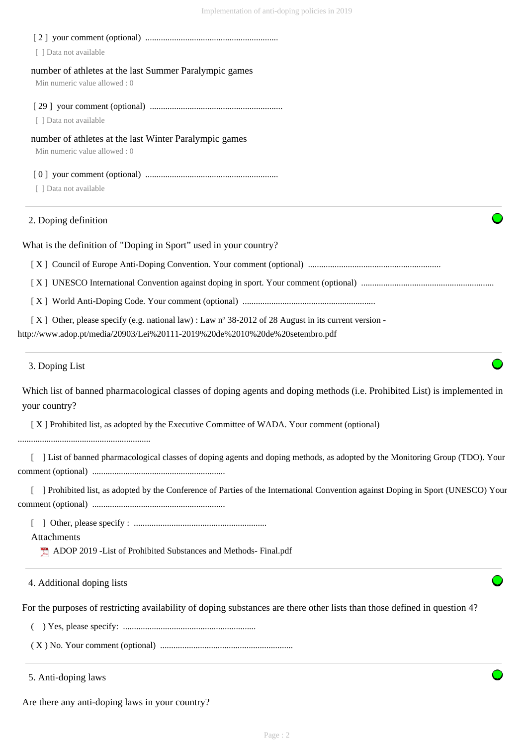[ 2 ] your comment (optional) ............................................................

[ ] Data not available

number of athletes at the last Summer Paralympic games

Min numeric value allowed : 0

[ 29 ] your comment (optional) ............................................................

[ ] Data not available

number of athletes at the last Winter Paralympic games

Min numeric value allowed : 0

[ 0 ] your comment (optional) ............................................................

[ ] Data not available

## 2. Doping definition

What is the definition of "Doping in Sport" used in your country?

[ X ] Council of Europe Anti-Doping Convention. Your comment (optional) ............................................................

[ X ] UNESCO International Convention against doping in sport. Your comment (optional) ............................................................

[ X ] World Anti-Doping Code. Your comment (optional) ............................................................

[ X ] Other, please specify (e.g. national law) : Law nº 38-2012 of 28 August in its current version - http://www.adop.pt/media/20903/Lei%20111-2019%20de%2010%20de%20setembro.pdf

## 3. Doping List

Which list of banned pharmacological classes of doping agents and doping methods (i.e. Prohibited List) is implemented in your country?

[ X ] Prohibited list, as adopted by the Executive Committee of WADA. Your comment (optional) ............................................................

[ ] List of banned pharmacological classes of doping agents and doping methods, as adopted by the Monitoring Group (TDO). Your comment (optional) ............................................................

[ ] Prohibited list, as adopted by the Conference of Parties of the International Convention against Doping in Sport (UNESCO) Your comment (optional) ............................................................

[ ] Other, please specify : ............................................................

Attachments

ADOP 2019 -List of Prohibited Substances and Methods- Final.pdf

## 4. Additional doping lists

For the purposes of restricting availability of doping substances are there other lists than those defined in question 4?

( ) Yes, please specify: ............................................................

( X ) No. Your comment (optional) ............................................................

## 5. Anti-doping laws

Are there any anti-doping laws in your country?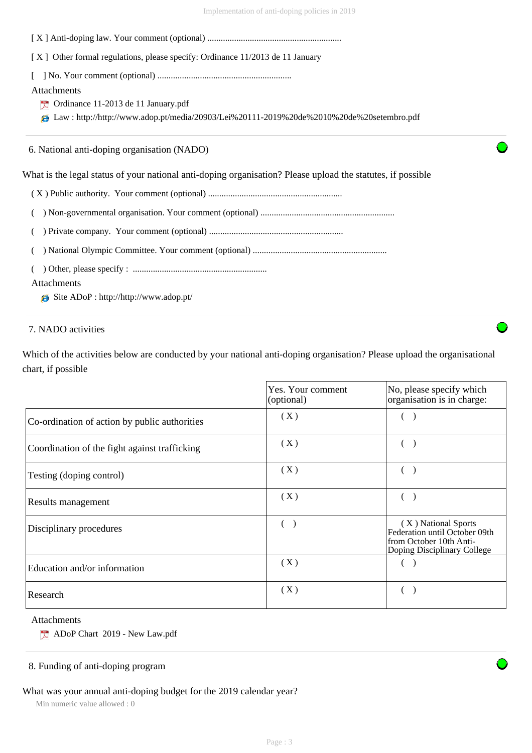[ X ] Anti-doping law. Your comment (optional) ............................................................

[ X ] Other formal regulations, please specify: Ordinance 11/2013 de 11 January

[ ] No. Your comment (optional) ............................................................

Attachments

- Ordinance 11-2013 de 11 January.pdf
- Law : http://http://www.adop.pt/media/20903/Lei%20111-2019%20de%2010%20de%20setembro.pdf

## 6. National anti-doping organisation (NADO)

What is the legal status of your national anti-doping organisation? Please upload the statutes, if possible

( X ) Public authority. Your comment (optional) ............................................................

( ) Non-governmental organisation. Your comment (optional) ............................................................

( ) Private company. Your comment (optional) ............................................................

( ) National Olympic Committee. Your comment (optional) ............................................................

( ) Other, please specify : ............................................................

Attachments

- Site ADoP : http://http://www.adop.pt/

## 7. NADO activities

Which of the activities below are conducted by your national anti-doping organisation? Please upload the organisational chart, if possible

| | Yes. Your comment (optional) | No, please specify which organisation is in charge: |
|---|---|---|
| Co-ordination of action by public authorities | ( X ) | ( ) |
| Coordination of the fight against trafficking | ( X ) | ( ) |
| Testing (doping control) | ( X ) | ( ) |
| Results management | ( X ) | ( ) |
| Disciplinary procedures | ( ) | ( X ) National Sports Federation until October 09th from October 10th Anti-Doping Disciplinary College |
| Education and/or information | ( X ) | ( ) |
| Research | ( X ) | ( ) |

Attachments

- ADoP Chart 2019 - New Law.pdf

## 8. Funding of anti-doping program

What was your annual anti-doping budget for the 2019 calendar year?

Min numeric value allowed : 0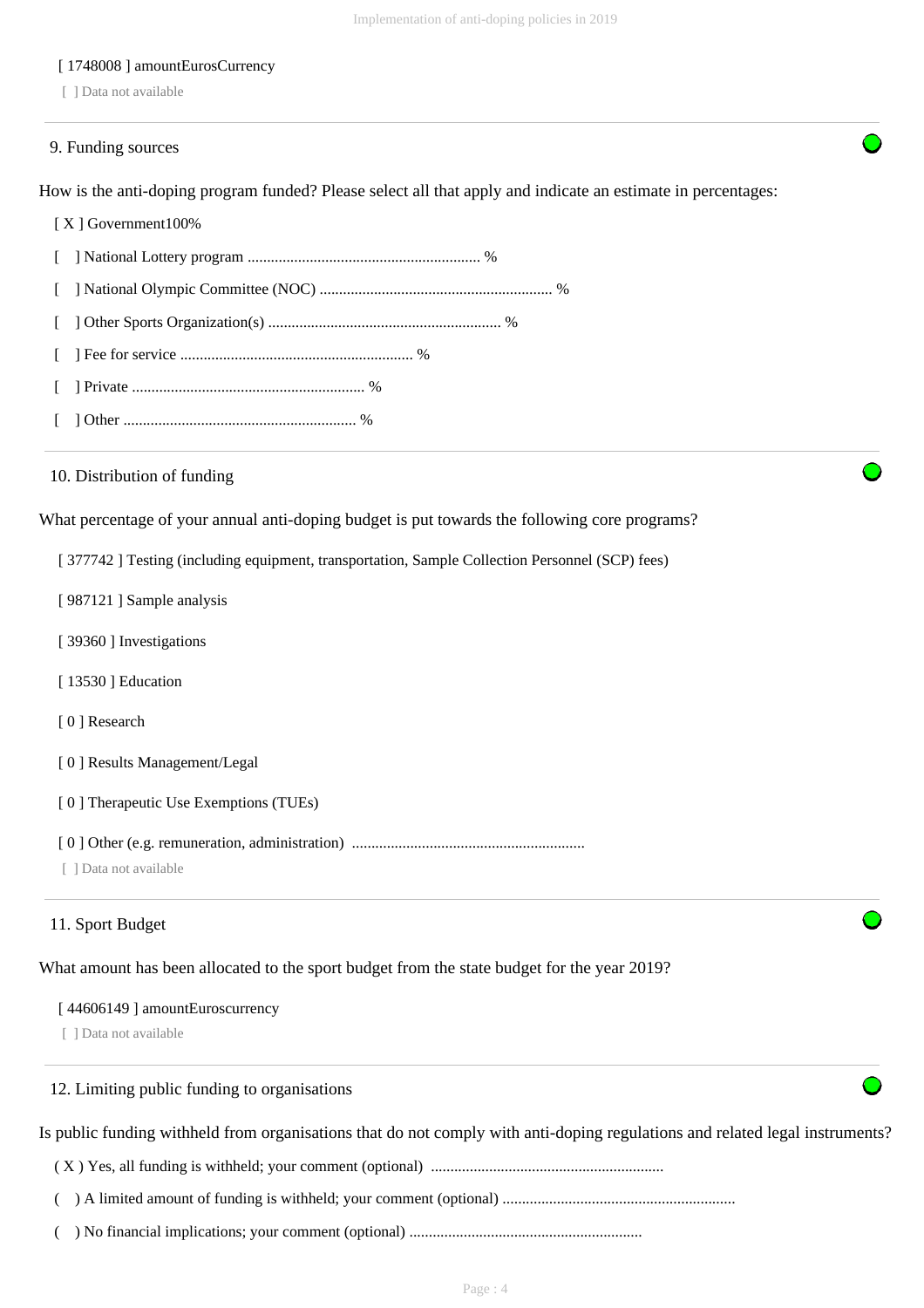[ 1748008 ] amountEurosCurrency

[ ] Data not available

---

## 9. Funding sources

How is the anti-doping program funded? Please select all that apply and indicate an estimate in percentages:

[ X ] Government100%

[ ] National Lottery program ........................................................... %

[ ] National Olympic Committee (NOC) ........................................................... %

[ ] Other Sports Organization(s) ........................................................... %

[ ] Fee for service ........................................................... %

[ ] Private ........................................................... %

[ ] Other ........................................................... %

---

## 10. Distribution of funding

What percentage of your annual anti-doping budget is put towards the following core programs?

[ 377742 ] Testing (including equipment, transportation, Sample Collection Personnel (SCP) fees)

[ 987121 ] Sample analysis

[ 39360 ] Investigations

[ 13530 ] Education

[ 0 ] Research

[ 0 ] Results Management/Legal

[ 0 ] Therapeutic Use Exemptions (TUEs)

[ 0 ] Other (e.g. remuneration, administration) ...........................................................

[ ] Data not available

---

## 11. Sport Budget

What amount has been allocated to the sport budget from the state budget for the year 2019?

[ 44606149 ] amountEuroscurrency

[ ] Data not available

---

## 12. Limiting public funding to organisations

Is public funding withheld from organisations that do not comply with anti-doping regulations and related legal instruments?

( X ) Yes, all funding is withheld; your comment (optional) ...........................................................

( ) A limited amount of funding is withheld; your comment (optional) ...........................................................

( ) No financial implications; your comment (optional) ...........................................................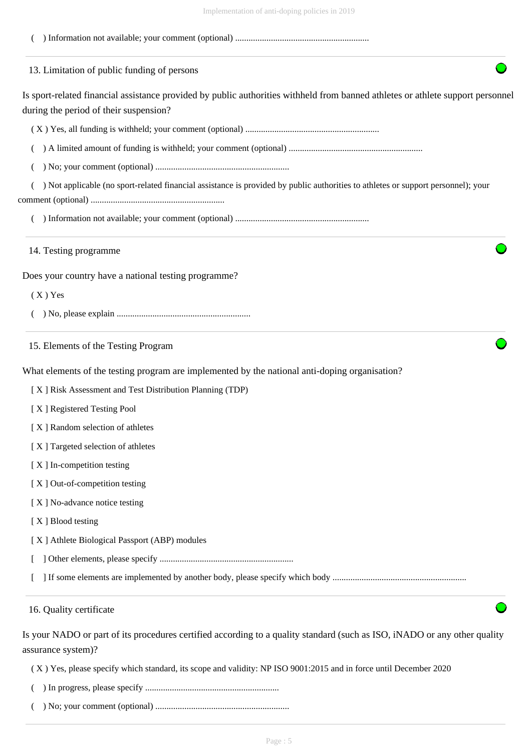( ) Information not available; your comment (optional) ............................................................

## 13. Limitation of public funding of persons

Is sport-related financial assistance provided by public authorities withheld from banned athletes or athlete support personnel during the period of their suspension?

( X ) Yes, all funding is withheld; your comment (optional) ............................................................

( ) A limited amount of funding is withheld; your comment (optional) ............................................................

( ) No; your comment (optional) ............................................................

( ) Not applicable (no sport-related financial assistance is provided by public authorities to athletes or support personnel); your comment (optional) ............................................................

( ) Information not available; your comment (optional) ............................................................

## 14. Testing programme

Does your country have a national testing programme?

( X ) Yes

( ) No, please explain ............................................................

## 15. Elements of the Testing Program

What elements of the testing program are implemented by the national anti-doping organisation?

[ X ] Risk Assessment and Test Distribution Planning (TDP)

[ X ] Registered Testing Pool

[ X ] Random selection of athletes

[ X ] Targeted selection of athletes

[ X ] In-competition testing

[ X ] Out-of-competition testing

[ X ] No-advance notice testing

[ X ] Blood testing

[ X ] Athlete Biological Passport (ABP) modules

[ ] Other elements, please specify ............................................................

[ ] If some elements are implemented by another body, please specify which body ............................................................

## 16. Quality certificate

Is your NADO or part of its procedures certified according to a quality standard (such as ISO, iNADO or any other quality assurance system)?

( X ) Yes, please specify which standard, its scope and validity: NP ISO 9001:2015 and in force until December 2020

( ) In progress, please specify ............................................................

( ) No; your comment (optional) ............................................................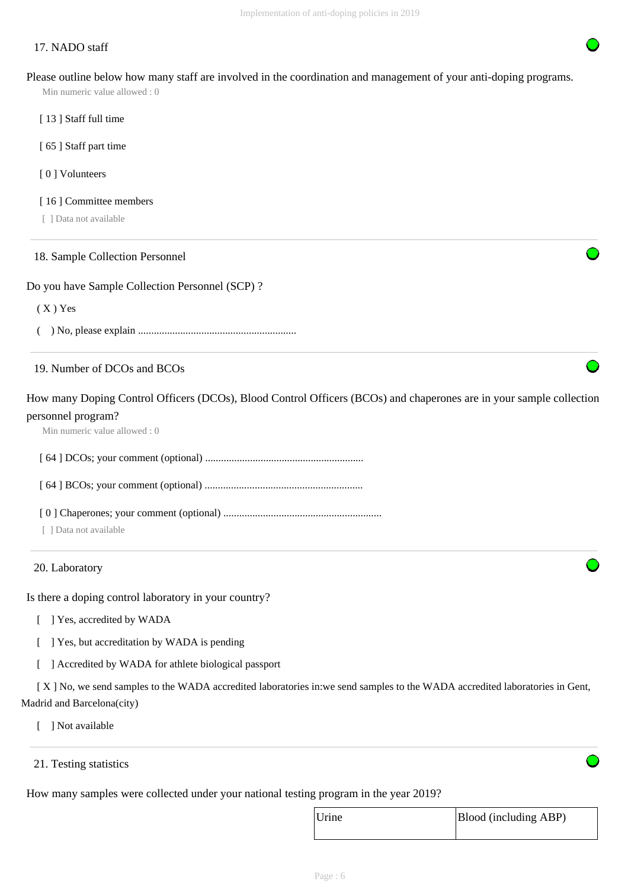## 17. NADO staff

Please outline below how many staff are involved in the coordination and management of your anti-doping programs.

Min numeric value allowed : 0

[ 13 ] Staff full time

[ 65 ] Staff part time

[ 0 ] Volunteers

[ 16 ] Committee members

[ ] Data not available

## 18. Sample Collection Personnel

Do you have Sample Collection Personnel (SCP) ?

( X ) Yes

( ) No, please explain ...........................................................

## 19. Number of DCOs and BCOs

How many Doping Control Officers (DCOs), Blood Control Officers (BCOs) and chaperones are in your sample collection personnel program?

Min numeric value allowed : 0

[ 64 ] DCOs; your comment (optional) ...........................................................

[ 64 ] BCOs; your comment (optional) ...........................................................

[ 0 ] Chaperones; your comment (optional) ...........................................................

[ ] Data not available

## 20. Laboratory

Is there a doping control laboratory in your country?

[ ] Yes, accredited by WADA

[ ] Yes, but accreditation by WADA is pending

[ ] Accredited by WADA for athlete biological passport

[ X ] No, we send samples to the WADA accredited laboratories in:we send samples to the WADA accredited laboratories in Gent, Madrid and Barcelona(city)

[ ] Not available

## 21. Testing statistics

How many samples were collected under your national testing program in the year 2019?

| Urine | Blood (including ABP) |
|---|---|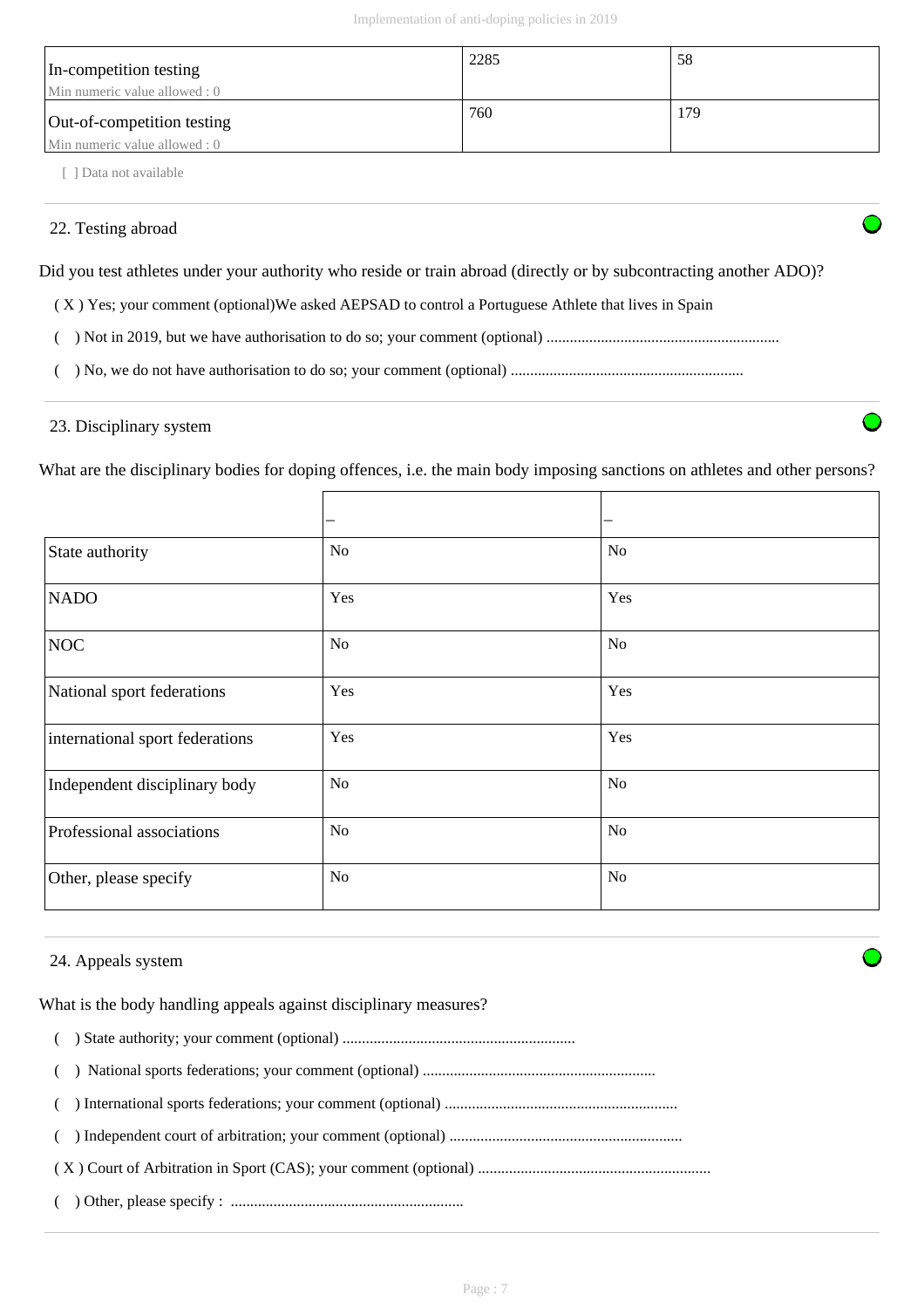| | | |
|---|---|---|
| In-competition testing<br>Min numeric value allowed : 0 | 2285 | 58 |
| Out-of-competition testing<br>Min numeric value allowed : 0 | 760 | 179 |

[ ] Data not available

## 22. Testing abroad

Did you test athletes under your authority who reside or train abroad (directly or by subcontracting another ADO)?

( X ) Yes; your comment (optional)We asked AEPSAD to control a Portuguese Athlete that lives in Spain

(   ) Not in 2019, but we have authorisation to do so; your comment (optional) ...........................................................

(   ) No, we do not have authorisation to do so; your comment (optional) ...........................................................

## 23. Disciplinary system

What are the disciplinary bodies for doping offences, i.e. the main body imposing sanctions on athletes and other persons?

| | – | – |
|---|---|---|
| State authority | No | No |
| NADO | Yes | Yes |
| NOC | No | No |
| National sport federations | Yes | Yes |
| international sport federations | Yes | Yes |
| Independent disciplinary body | No | No |
| Professional associations | No | No |
| Other, please specify | No | No |

## 24. Appeals system

What is the body handling appeals against disciplinary measures?

(   ) State authority; your comment (optional) ...........................................................

(   ) National sports federations; your comment (optional) ...........................................................

(   ) International sports federations; your comment (optional) ...........................................................

(   ) Independent court of arbitration; your comment (optional) ...........................................................

( X ) Court of Arbitration in Sport (CAS); your comment (optional) ...........................................................

(   ) Other, please specify : ...........................................................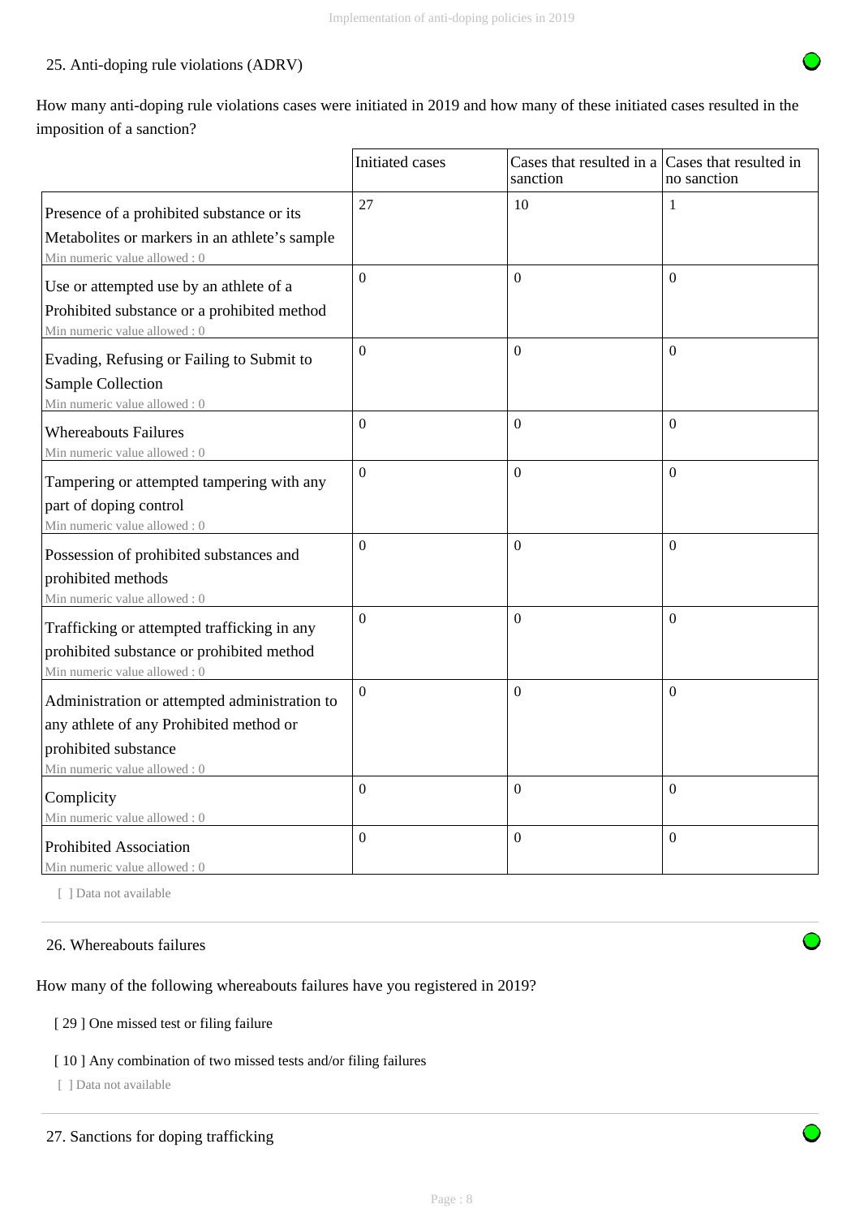25. Anti-doping rule violations (ADRV)

How many anti-doping rule violations cases were initiated in 2019 and how many of these initiated cases resulted in the imposition of a sanction?

| | Initiated cases | Cases that resulted in a sanction | Cases that resulted in no sanction |
|---|---|---|---|
| Presence of a prohibited substance or its Metabolites or markers in an athlete's sample<br>Min numeric value allowed : 0 | 27 | 10 | 1 |
| Use or attempted use by an athlete of a Prohibited substance or a prohibited method<br>Min numeric value allowed : 0 | 0 | 0 | 0 |
| Evading, Refusing or Failing to Submit to Sample Collection<br>Min numeric value allowed : 0 | 0 | 0 | 0 |
| Whereabouts Failures<br>Min numeric value allowed : 0 | 0 | 0 | 0 |
| Tampering or attempted tampering with any part of doping control<br>Min numeric value allowed : 0 | 0 | 0 | 0 |
| Possession of prohibited substances and prohibited methods<br>Min numeric value allowed : 0 | 0 | 0 | 0 |
| Trafficking or attempted trafficking in any prohibited substance or prohibited method<br>Min numeric value allowed : 0 | 0 | 0 | 0 |
| Administration or attempted administration to any athlete of any Prohibited method or prohibited substance<br>Min numeric value allowed : 0 | 0 | 0 | 0 |
| Complicity<br>Min numeric value allowed : 0 | 0 | 0 | 0 |
| Prohibited Association<br>Min numeric value allowed : 0 | 0 | 0 | 0 |

[ ] Data not available

26. Whereabouts failures

How many of the following whereabouts failures have you registered in 2019?

[ 29 ] One missed test or filing failure

[ 10 ] Any combination of two missed tests and/or filing failures

[ ] Data not available

27. Sanctions for doping trafficking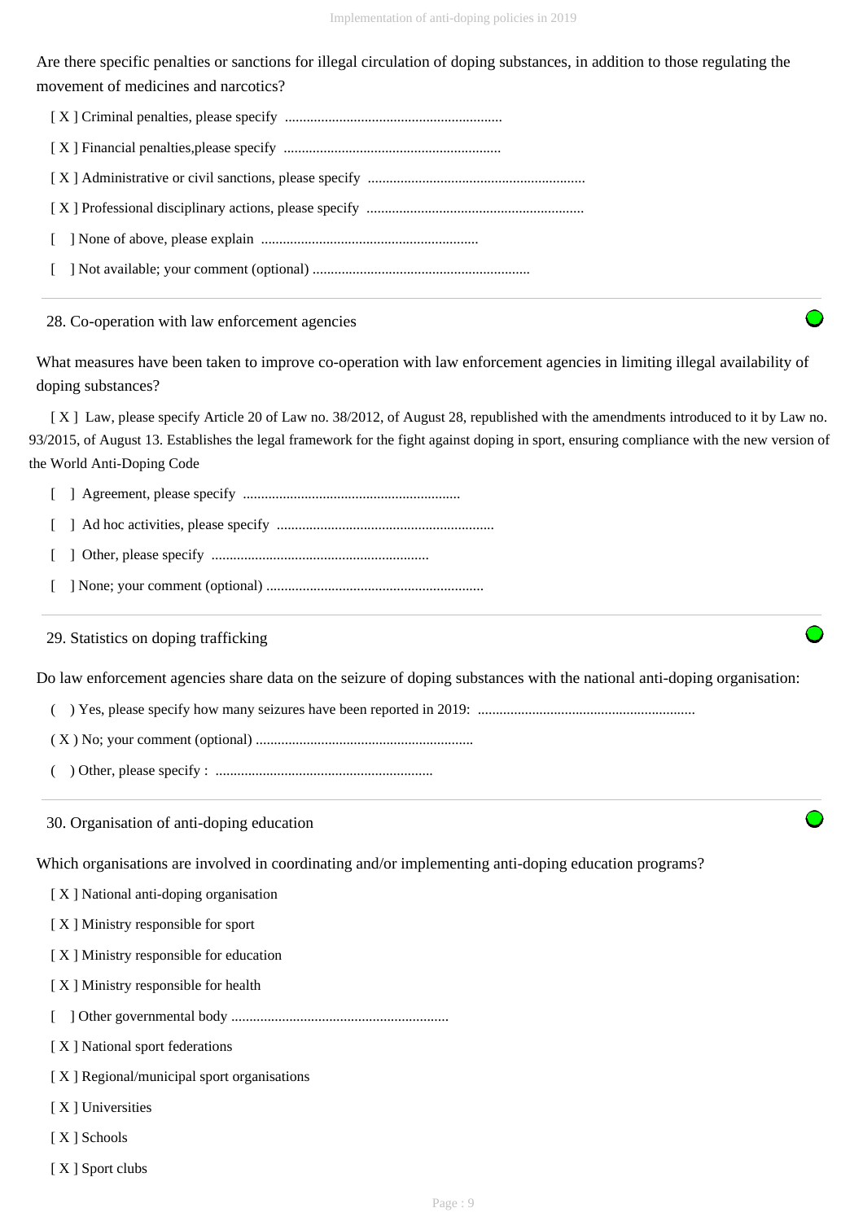Are there specific penalties or sanctions for illegal circulation of doping substances, in addition to those regulating the movement of medicines and narcotics?

[ X ] Criminal penalties, please specify ............................................................

[ X ] Financial penalties,please specify ............................................................

[ X ] Administrative or civil sanctions, please specify ............................................................

[ X ] Professional disciplinary actions, please specify ............................................................

[ ] None of above, please explain ............................................................

[ ] Not available; your comment (optional) ............................................................

## 28. Co-operation with law enforcement agencies

What measures have been taken to improve co-operation with law enforcement agencies in limiting illegal availability of doping substances?

[ X ] Law, please specify Article 20 of Law no. 38/2012, of August 28, republished with the amendments introduced to it by Law no. 93/2015, of August 13. Establishes the legal framework for the fight against doping in sport, ensuring compliance with the new version of the World Anti-Doping Code

[ ] Agreement, please specify ............................................................

[ ] Ad hoc activities, please specify ............................................................

[ ] Other, please specify ............................................................

[ ] None; your comment (optional) ............................................................

## 29. Statistics on doping trafficking

Do law enforcement agencies share data on the seizure of doping substances with the national anti-doping organisation:

( ) Yes, please specify how many seizures have been reported in 2019: ............................................................

( X ) No; your comment (optional) ............................................................

( ) Other, please specify : ............................................................

## 30. Organisation of anti-doping education

Which organisations are involved in coordinating and/or implementing anti-doping education programs?

[ X ] National anti-doping organisation

[ X ] Ministry responsible for sport

[ X ] Ministry responsible for education

[ X ] Ministry responsible for health

[ ] Other governmental body ............................................................

[ X ] National sport federations

[ X ] Regional/municipal sport organisations

[ X ] Universities

[ X ] Schools

[ X ] Sport clubs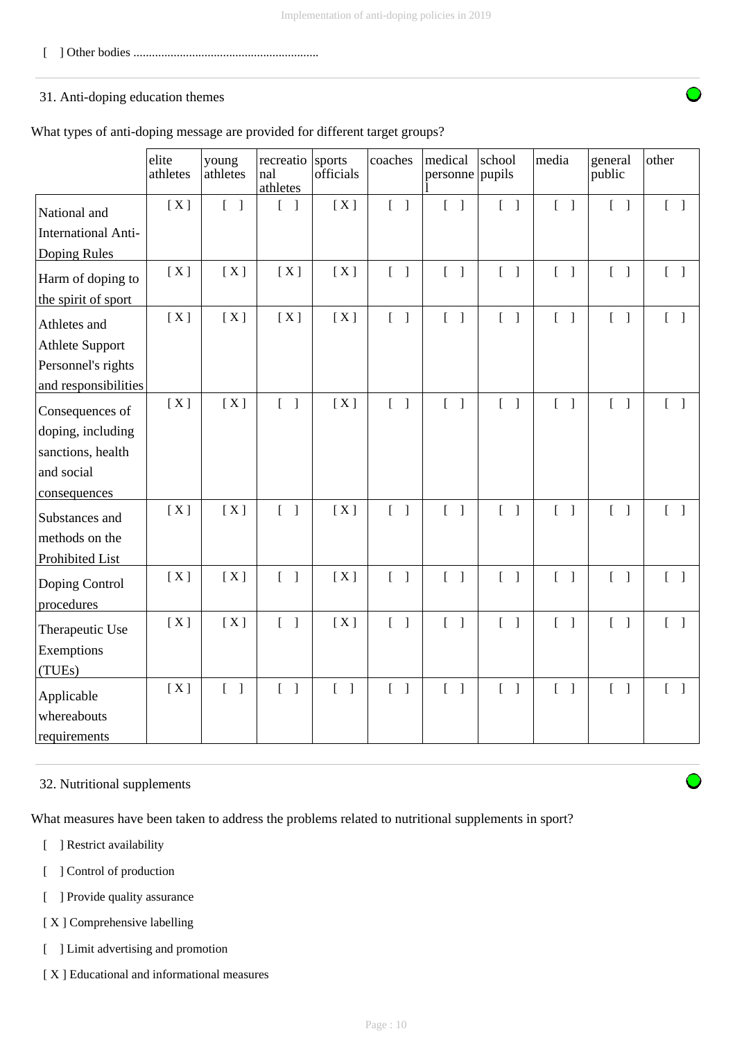[ ] Other bodies ............................................................

31. Anti-doping education themes

What types of anti-doping message are provided for different target groups?

| | elite athletes | young athletes | recreational athletes | sports officials | coaches | medical personnel | school pupils | media | general public | other |
|---|---|---|---|---|---|---|---|---|---|---|
| National and International Anti-Doping Rules | [ X ] | [ ] | [ ] | [ X ] | [ ] | [ ] | [ ] | [ ] | [ ] | [ ] |
| Harm of doping to the spirit of sport | [ X ] | [ X ] | [ X ] | [ X ] | [ ] | [ ] | [ ] | [ ] | [ ] | [ ] |
| Athletes and Athlete Support Personnel's rights and responsibilities | [ X ] | [ X ] | [ X ] | [ X ] | [ ] | [ ] | [ ] | [ ] | [ ] | [ ] |
| Consequences of doping, including sanctions, health and social consequences | [ X ] | [ X ] | [ ] | [ X ] | [ ] | [ ] | [ ] | [ ] | [ ] | [ ] |
| Substances and methods on the Prohibited List | [ X ] | [ X ] | [ ] | [ X ] | [ ] | [ ] | [ ] | [ ] | [ ] | [ ] |
| Doping Control procedures | [ X ] | [ X ] | [ ] | [ X ] | [ ] | [ ] | [ ] | [ ] | [ ] | [ ] |
| Therapeutic Use Exemptions (TUEs) | [ X ] | [ X ] | [ ] | [ X ] | [ ] | [ ] | [ ] | [ ] | [ ] | [ ] |
| Applicable whereabouts requirements | [ X ] | [ ] | [ ] | [ ] | [ ] | [ ] | [ ] | [ ] | [ ] | [ ] |

32. Nutritional supplements

What measures have been taken to address the problems related to nutritional supplements in sport?

[ ] Restrict availability

[ ] Control of production

[ ] Provide quality assurance

[ X ] Comprehensive labelling

[ ] Limit advertising and promotion

[ X ] Educational and informational measures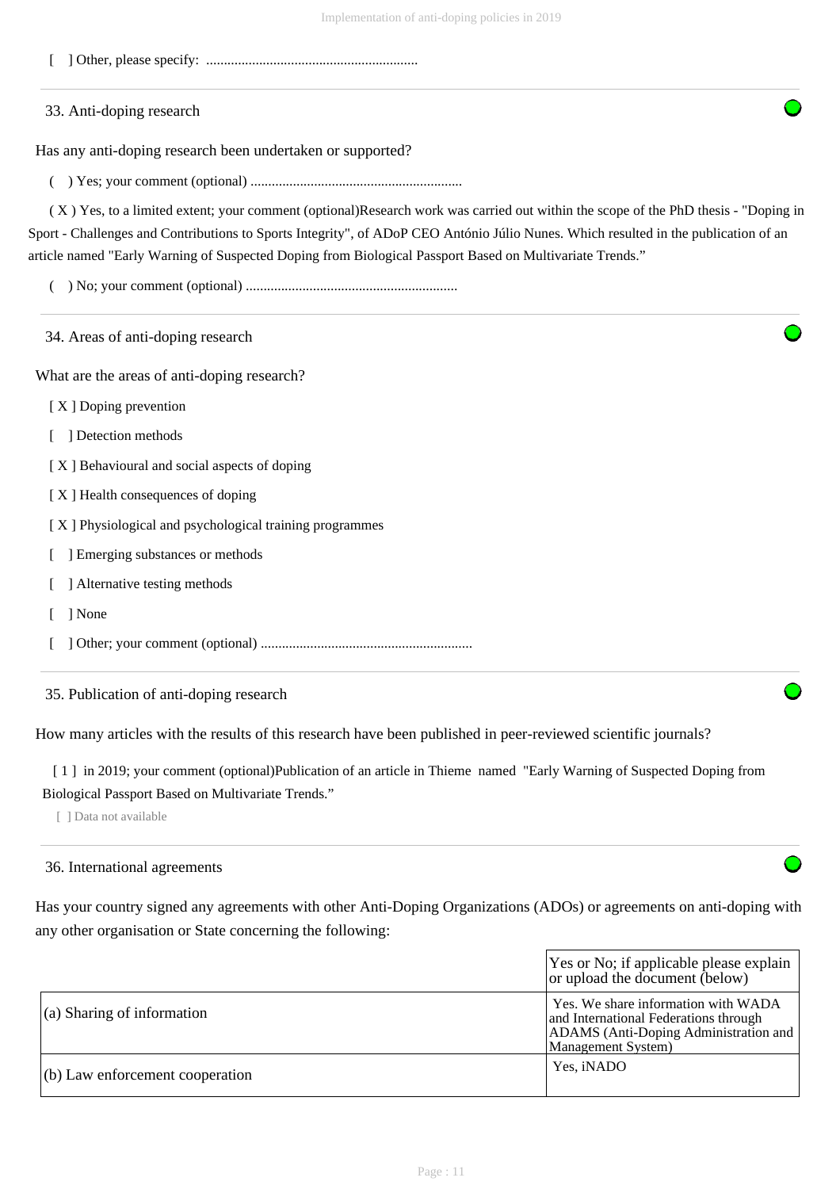[ ] Other, please specify: ............................................................

### 33. Anti-doping research

Has any anti-doping research been undertaken or supported?

( ) Yes; your comment (optional) ............................................................

( X ) Yes, to a limited extent; your comment (optional)Research work was carried out within the scope of the PhD thesis - "Doping in Sport - Challenges and Contributions to Sports Integrity", of ADoP CEO António Júlio Nunes. Which resulted in the publication of an article named "Early Warning of Suspected Doping from Biological Passport Based on Multivariate Trends."

( ) No; your comment (optional) ............................................................

### 34. Areas of anti-doping research

What are the areas of anti-doping research?

[ X ] Doping prevention

[ ] Detection methods

[ X ] Behavioural and social aspects of doping

[ X ] Health consequences of doping

[ X ] Physiological and psychological training programmes

[ ] Emerging substances or methods

[ ] Alternative testing methods

[ ] None

[ ] Other; your comment (optional) ............................................................

### 35. Publication of anti-doping research

How many articles with the results of this research have been published in peer-reviewed scientific journals?

[ 1 ] in 2019; your comment (optional)Publication of an article in Thieme named "Early Warning of Suspected Doping from Biological Passport Based on Multivariate Trends."

[ ] Data not available

### 36. International agreements

Has your country signed any agreements with other Anti-Doping Organizations (ADOs) or agreements on anti-doping with any other organisation or State concerning the following:

| | Yes or No; if applicable please explain or upload the document (below) |
|---|---|
| (a) Sharing of information | Yes. We share information with WADA and International Federations through ADAMS (Anti-Doping Administration and Management System) |
| (b) Law enforcement cooperation | Yes, iNADO |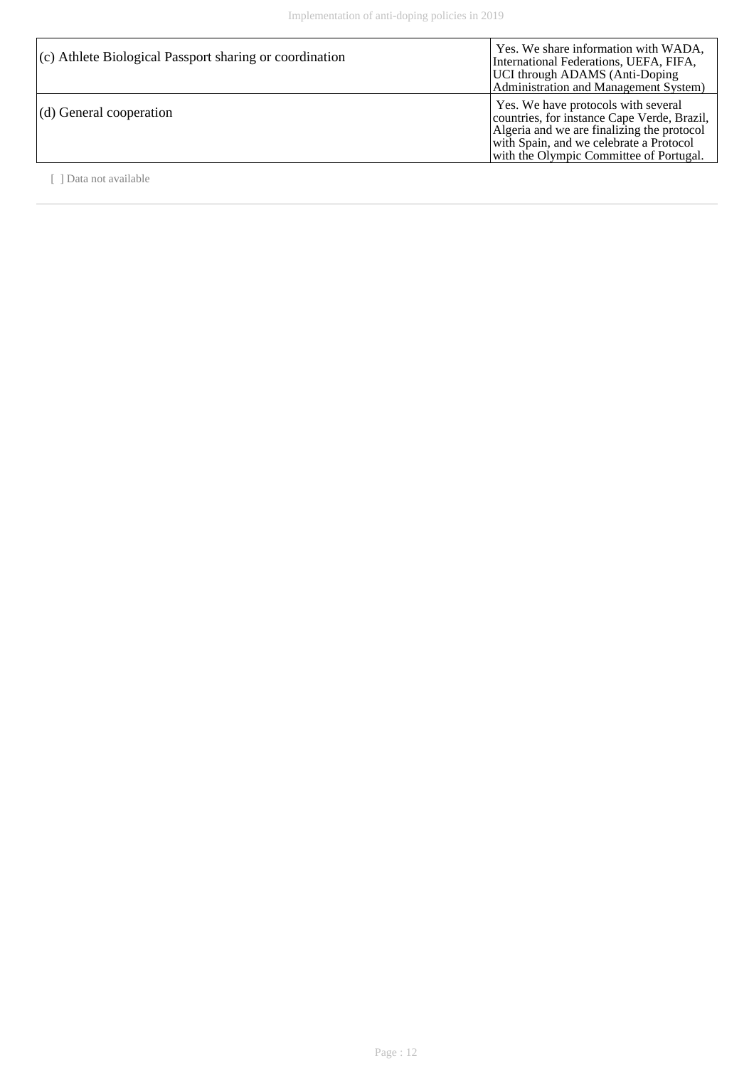| | |
|---|---|
| (c) Athlete Biological Passport sharing or coordination | Yes. We share information with WADA, International Federations, UEFA, FIFA, UCI through ADAMS (Anti-Doping Administration and Management System) |
| (d) General cooperation | Yes. We have protocols with several countries, for instance Cape Verde, Brazil, Algeria and we are finalizing the protocol with Spain, and we celebrate a Protocol with the Olympic Committee of Portugal. |

[ ] Data not available